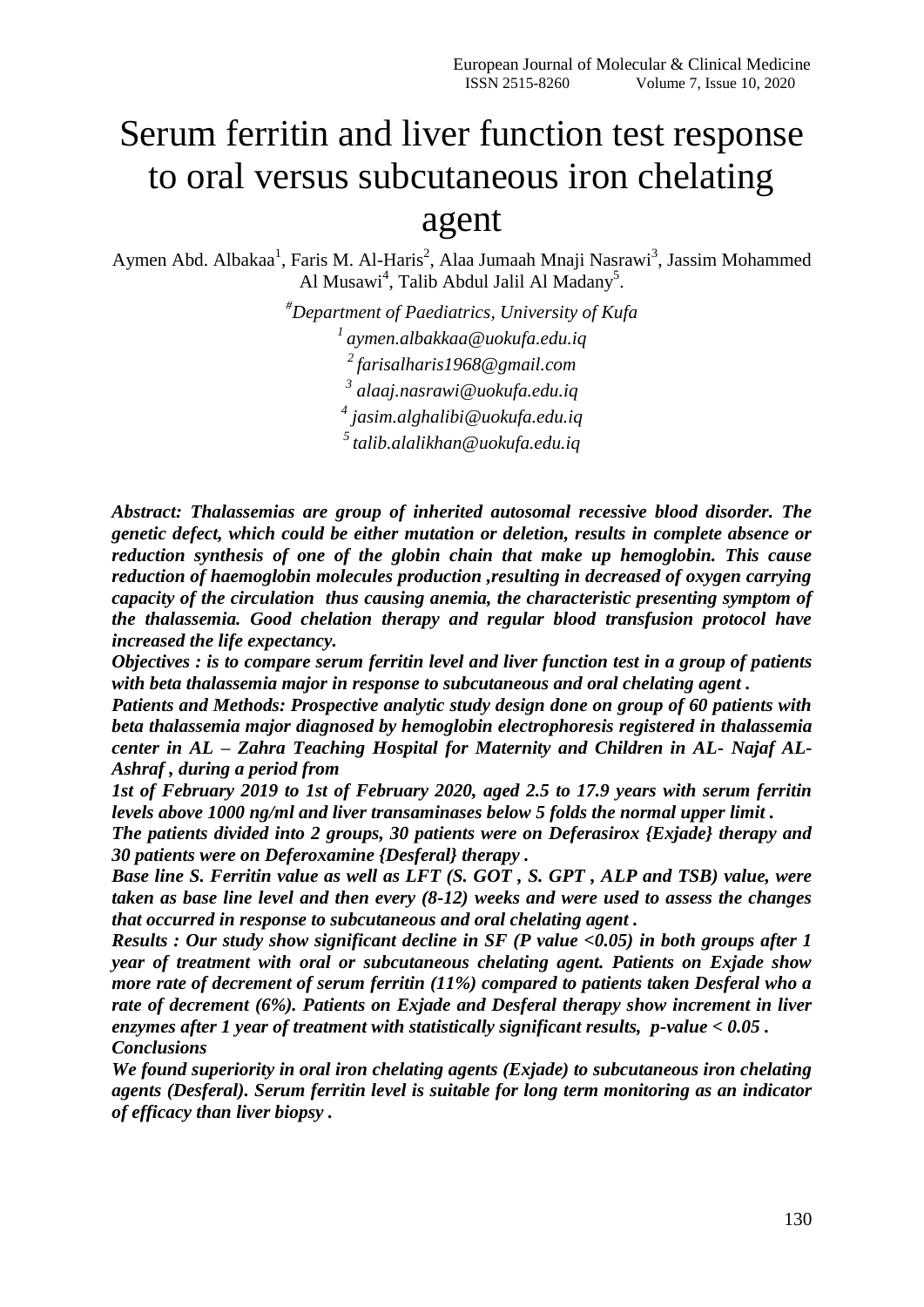# Serum ferritin and liver function test response to oral versus subcutaneous iron chelating agent

Aymen Abd. Albakaa[1], Faris M. Al-Haris[2], Alaa Jumaah Mnaji Nasrawi[3], Jassim Mohammed Al Musawi[4], Talib Abdul Jalil Al Madany[5].

*[#]Department of Paediatrics, University of Kufa*

*[1] aymen.albakkaa@uokufa.edu.iq*

*[2] farisalharis1968@gmail.com*

*[3] alaaj.nasrawi@uokufa.edu.iq*

*[4] jasim.alghalibi@uokufa.edu.iq*

*[5] talib.alalikhan@uokufa.edu.iq*

***Abstract: Thalassemias are group of inherited autosomal recessive blood disorder. The genetic defect, which could be either mutation or deletion, results in complete absence or reduction synthesis of one of the globin chain that make up hemoglobin. This cause reduction of haemoglobin molecules production ,resulting in decreased of oxygen carrying capacity of the circulation thus causing anemia, the characteristic presenting symptom of the thalassemia. Good chelation therapy and regular blood transfusion protocol have increased the life expectancy.***

***Objectives : is to compare serum ferritin level and liver function test in a group of patients with beta thalassemia major in response to subcutaneous and oral chelating agent .***

***Patients and Methods: Prospective analytic study design done on group of 60 patients with beta thalassemia major diagnosed by hemoglobin electrophoresis registered in thalassemia center in AL – Zahra Teaching Hospital for Maternity and Children in AL- Najaf AL-Ashraf , during a period from***

***1st of February 2019 to 1st of February 2020, aged 2.5 to 17.9 years with serum ferritin levels above 1000 ng/ml and liver transaminases below 5 folds the normal upper limit .***

***The patients divided into 2 groups, 30 patients were on Deferasirox {Exjade} therapy and 30 patients were on Deferoxamine {Desferal} therapy .***

***Base line S. Ferritin value as well as LFT (S. GOT , S. GPT , ALP and TSB) value, were taken as base line level and then every (8-12) weeks and were used to assess the changes that occurred in response to subcutaneous and oral chelating agent .***

***Results : Our study show significant decline in SF (P value <0.05) in both groups after 1 year of treatment with oral or subcutaneous chelating agent. Patients on Exjade show more rate of decrement of serum ferritin (11%) compared to patients taken Desferal who a rate of decrement (6%). Patients on Exjade and Desferal therapy show increment in liver enzymes after 1 year of treatment with statistically significant results, p-value < 0.05 .***

***Conclusions***

***We found superiority in oral iron chelating agents (Exjade) to subcutaneous iron chelating agents (Desferal). Serum ferritin level is suitable for long term monitoring as an indicator of efficacy than liver biopsy .***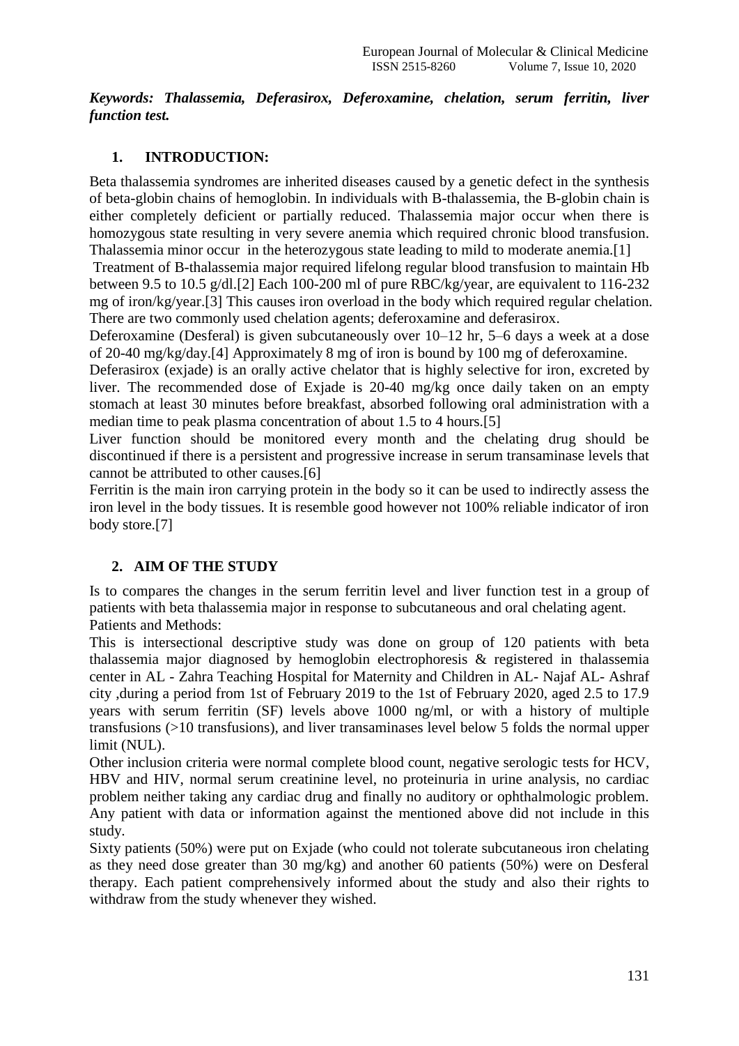***Keywords: Thalassemia, Deferasirox, Deferoxamine, chelation, serum ferritin, liver function test.***

## 1. INTRODUCTION:

Beta thalassemia syndromes are inherited diseases caused by a genetic defect in the synthesis of beta-globin chains of hemoglobin. In individuals with B-thalassemia, the B-globin chain is either completely deficient or partially reduced. Thalassemia major occur when there is homozygous state resulting in very severe anemia which required chronic blood transfusion. Thalassemia minor occur in the heterozygous state leading to mild to moderate anemia.[1]

Treatment of B-thalassemia major required lifelong regular blood transfusion to maintain Hb between 9.5 to 10.5 g/dl.[2] Each 100-200 ml of pure RBC/kg/year, are equivalent to 116-232 mg of iron/kg/year.[3] This causes iron overload in the body which required regular chelation. There are two commonly used chelation agents; deferoxamine and deferasirox.

Deferoxamine (Desferal) is given subcutaneously over 10–12 hr, 5–6 days a week at a dose of 20-40 mg/kg/day.[4] Approximately 8 mg of iron is bound by 100 mg of deferoxamine.

Deferasirox (exjade) is an orally active chelator that is highly selective for iron, excreted by liver. The recommended dose of Exjade is 20-40 mg/kg once daily taken on an empty stomach at least 30 minutes before breakfast, absorbed following oral administration with a median time to peak plasma concentration of about 1.5 to 4 hours.[5]

Liver function should be monitored every month and the chelating drug should be discontinued if there is a persistent and progressive increase in serum transaminase levels that cannot be attributed to other causes.[6]

Ferritin is the main iron carrying protein in the body so it can be used to indirectly assess the iron level in the body tissues. It is resemble good however not 100% reliable indicator of iron body store.[7]

## 2. AIM OF THE STUDY

Is to compares the changes in the serum ferritin level and liver function test in a group of patients with beta thalassemia major in response to subcutaneous and oral chelating agent.

Patients and Methods:

This is intersectional descriptive study was done on group of 120 patients with beta thalassemia major diagnosed by hemoglobin electrophoresis & registered in thalassemia center in AL - Zahra Teaching Hospital for Maternity and Children in AL- Najaf AL- Ashraf city ,during a period from 1st of February 2019 to the 1st of February 2020, aged 2.5 to 17.9 years with serum ferritin (SF) levels above 1000 ng/ml, or with a history of multiple transfusions (>10 transfusions), and liver transaminases level below 5 folds the normal upper limit (NUL).

Other inclusion criteria were normal complete blood count, negative serologic tests for HCV, HBV and HIV, normal serum creatinine level, no proteinuria in urine analysis, no cardiac problem neither taking any cardiac drug and finally no auditory or ophthalmologic problem. Any patient with data or information against the mentioned above did not include in this study.

Sixty patients (50%) were put on Exjade (who could not tolerate subcutaneous iron chelating as they need dose greater than 30 mg/kg) and another 60 patients (50%) were on Desferal therapy. Each patient comprehensively informed about the study and also their rights to withdraw from the study whenever they wished.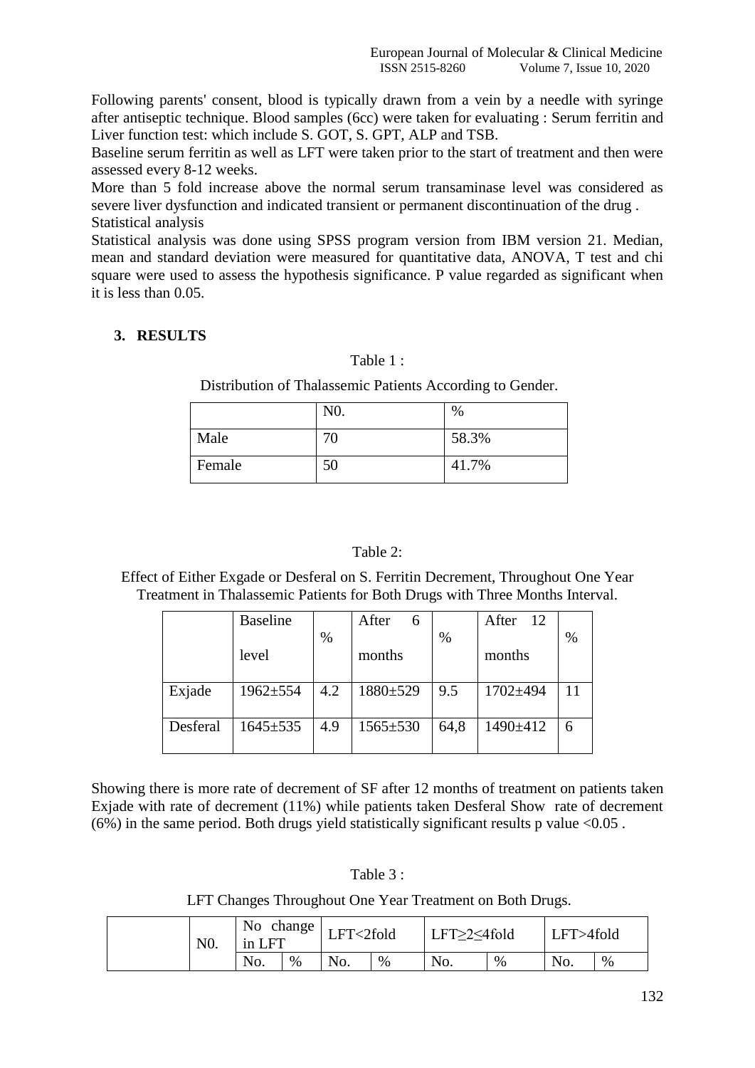Following parents' consent, blood is typically drawn from a vein by a needle with syringe after antiseptic technique. Blood samples (6cc) were taken for evaluating : Serum ferritin and Liver function test: which include S. GOT, S. GPT, ALP and TSB.

Baseline serum ferritin as well as LFT were taken prior to the start of treatment and then were assessed every 8-12 weeks.

More than 5 fold increase above the normal serum transaminase level was considered as severe liver dysfunction and indicated transient or permanent discontinuation of the drug .

Statistical analysis

Statistical analysis was done using SPSS program version from IBM version 21. Median, mean and standard deviation were measured for quantitative data, ANOVA, T test and chi square were used to assess the hypothesis significance. P value regarded as significant when it is less than 0.05.

## 3. RESULTS

Table 1 :

Distribution of Thalassemic Patients According to Gender.

| | N0. | % |
|---|---|---|
| Male | 70 | 58.3% |
| Female | 50 | 41.7% |

Table 2:

Effect of Either Exgade or Desferal on S. Ferritin Decrement, Throughout One Year Treatment in Thalassemic Patients for Both Drugs with Three Months Interval.

| | Baseline level | % | After 6 months | % | After 12 months | % |
|---|---|---|---|---|---|---|
| Exjade | 1962±554 | 4.2 | 1880±529 | 9.5 | 1702±494 | 11 |
| Desferal | 1645±535 | 4.9 | 1565±530 | 64,8 | 1490±412 | 6 |

Showing there is more rate of decrement of SF after 12 months of treatment on patients taken Exjade with rate of decrement (11%) while patients taken Desferal Show rate of decrement (6%) in the same period. Both drugs yield statistically significant results p value <0.05 .

Table 3 :

LFT Changes Throughout One Year Treatment on Both Drugs.

| | N0. | No change in LFT | | LFT<2fold | | LFT≥2≤4fold | | LFT>4fold | |
|---|---|---|---|---|---|---|---|---|---|
| | | No. | % | No. | % | No. | % | No. | % |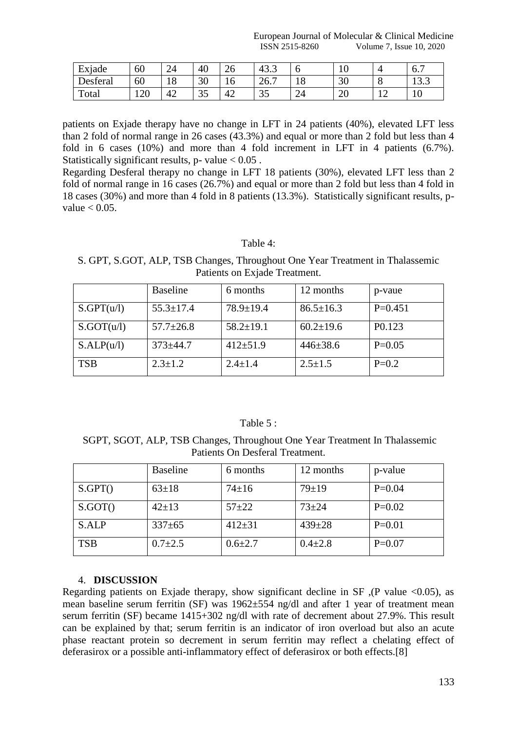| Exjade | 60 | 24 | 40 | 26 | 43.3 | 6 | 10 | 4 | 6.7 |
|---|---|---|---|---|---|---|---|---|---|
| Desferal | 60 | 18 | 30 | 16 | 26.7 | 18 | 30 | 8 | 13.3 |
| Total | 120 | 42 | 35 | 42 | 35 | 24 | 20 | 12 | 10 |

patients on Exjade therapy have no change in LFT in 24 patients (40%), elevated LFT less than 2 fold of normal range in 26 cases (43.3%) and equal or more than 2 fold but less than 4 fold in 6 cases (10%) and more than 4 fold increment in LFT in 4 patients (6.7%). Statistically significant results, p- value $< 0.05$ .

Regarding Desferal therapy no change in LFT 18 patients (30%), elevated LFT less than 2 fold of normal range in 16 cases (26.7%) and equal or more than 2 fold but less than 4 fold in 18 cases (30%) and more than 4 fold in 8 patients (13.3%). Statistically significant results, p-value $< 0.05$.

Table 4:

S. GPT, S.GOT, ALP, TSB Changes, Throughout One Year Treatment in Thalassemic Patients on Exjade Treatment.

| | Baseline | 6 months | 12 months | p-vaue |
|---|---|---|---|---|
| S.GPT(u/l) | 55.3±17.4 | 78.9±19.4 | 86.5±16.3 | P=0.451 |
| S.GOT(u/l) | 57.7±26.8 | 58.2±19.1 | 60.2±19.6 | P0.123 |
| S.ALP(u/l) | 373±44.7 | 412±51.9 | 446±38.6 | P=0.05 |
| TSB | 2.3±1.2 | 2.4±1.4 | 2.5±1.5 | P=0.2 |

Table 5 :

SGPT, SGOT, ALP, TSB Changes, Throughout One Year Treatment In Thalassemic Patients On Desferal Treatment.

| | Baseline | 6 months | 12 months | p-value |
|---|---|---|---|---|
| S.GPT() | 63±18 | 74±16 | 79±19 | P=0.04 |
| S.GOT() | 42±13 | 57±22 | 73±24 | P=0.02 |
| S.ALP | 337±65 | 412±31 | 439±28 | P=0.01 |
| TSB | 0.7±2.5 | 0.6±2.7 | 0.4±2.8 | P=0.07 |

## 4. **DISCUSSION**

Regarding patients on Exjade therapy, show significant decline in SF ,(P value <0.05), as mean baseline serum ferritin (SF) was 1962±554 ng/dl and after 1 year of treatment mean serum ferritin (SF) became 1415+302 ng/dl with rate of decrement about 27.9%. This result can be explained by that; serum ferritin is an indicator of iron overload but also an acute phase reactant protein so decrement in serum ferritin may reflect a chelating effect of deferasirox or a possible anti-inflammatory effect of deferasirox or both effects.[8]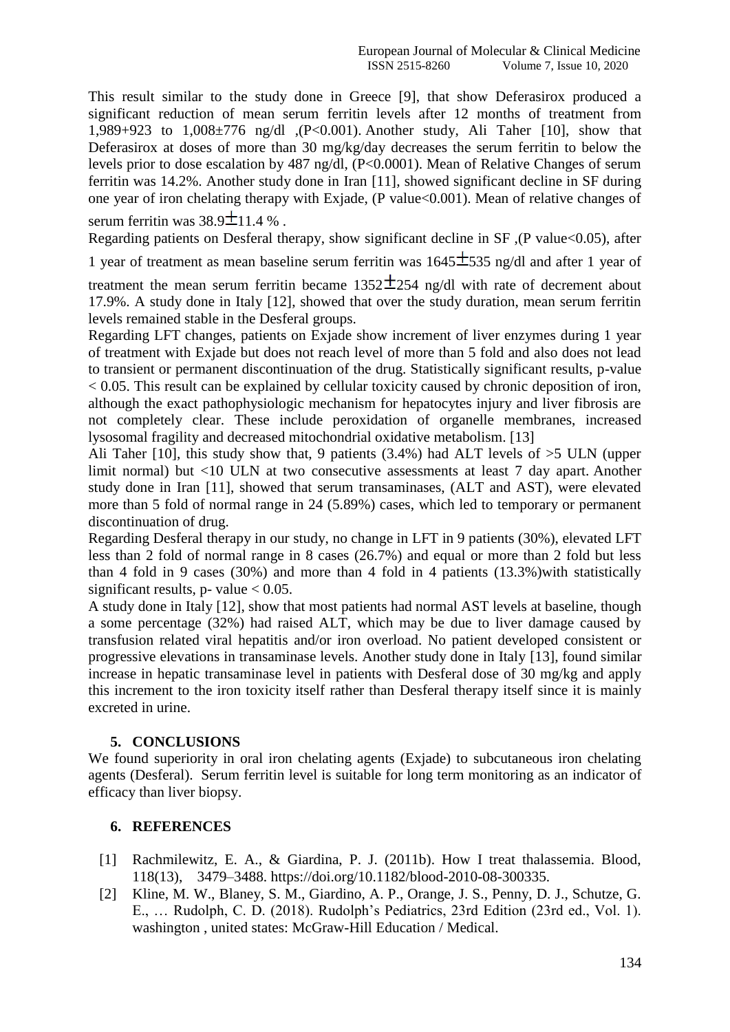This result similar to the study done in Greece [9], that show Deferasirox produced a significant reduction of mean serum ferritin levels after 12 months of treatment from 1,989+923 to 1,008±776 ng/dl ,(P<0.001). Another study, Ali Taher [10], show that Deferasirox at doses of more than 30 mg/kg/day decreases the serum ferritin to below the levels prior to dose escalation by 487 ng/dl, (P<0.0001). Mean of Relative Changes of serum ferritin was 14.2%. Another study done in Iran [11], showed significant decline in SF during one year of iron chelating therapy with Exjade, (P value<0.001). Mean of relative changes of serum ferritin was 38.9±11.4 % .

Regarding patients on Desferal therapy, show significant decline in SF ,(P value<0.05), after 1 year of treatment as mean baseline serum ferritin was 1645±535 ng/dl and after 1 year of treatment the mean serum ferritin became 1352±254 ng/dl with rate of decrement about 17.9%. A study done in Italy [12], showed that over the study duration, mean serum ferritin levels remained stable in the Desferal groups.

Regarding LFT changes, patients on Exjade show increment of liver enzymes during 1 year of treatment with Exjade but does not reach level of more than 5 fold and also does not lead to transient or permanent discontinuation of the drug. Statistically significant results, p-value < 0.05. This result can be explained by cellular toxicity caused by chronic deposition of iron, although the exact pathophysiologic mechanism for hepatocytes injury and liver fibrosis are not completely clear. These include peroxidation of organelle membranes, increased lysosomal fragility and decreased mitochondrial oxidative metabolism. [13]

Ali Taher [10], this study show that, 9 patients (3.4%) had ALT levels of >5 ULN (upper limit normal) but <10 ULN at two consecutive assessments at least 7 day apart. Another study done in Iran [11], showed that serum transaminases, (ALT and AST), were elevated more than 5 fold of normal range in 24 (5.89%) cases, which led to temporary or permanent discontinuation of drug.

Regarding Desferal therapy in our study, no change in LFT in 9 patients (30%), elevated LFT less than 2 fold of normal range in 8 cases (26.7%) and equal or more than 2 fold but less than 4 fold in 9 cases (30%) and more than 4 fold in 4 patients (13.3%)with statistically significant results, p- value < 0.05.

A study done in Italy [12], show that most patients had normal AST levels at baseline, though a some percentage (32%) had raised ALT, which may be due to liver damage caused by transfusion related viral hepatitis and/or iron overload. No patient developed consistent or progressive elevations in transaminase levels. Another study done in Italy [13], found similar increase in hepatic transaminase level in patients with Desferal dose of 30 mg/kg and apply this increment to the iron toxicity itself rather than Desferal therapy itself since it is mainly excreted in urine.

## 5. CONCLUSIONS

We found superiority in oral iron chelating agents (Exjade) to subcutaneous iron chelating agents (Desferal). Serum ferritin level is suitable for long term monitoring as an indicator of efficacy than liver biopsy.

## 6. REFERENCES

[1] Rachmilewitz, E. A., & Giardina, P. J. (2011b). How I treat thalassemia. Blood, 118(13), 3479–3488. https://doi.org/10.1182/blood-2010-08-300335.

[2] Kline, M. W., Blaney, S. M., Giardino, A. P., Orange, J. S., Penny, D. J., Schutze, G. E., … Rudolph, C. D. (2018). Rudolph's Pediatrics, 23rd Edition (23rd ed., Vol. 1). washington , united states: McGraw-Hill Education / Medical.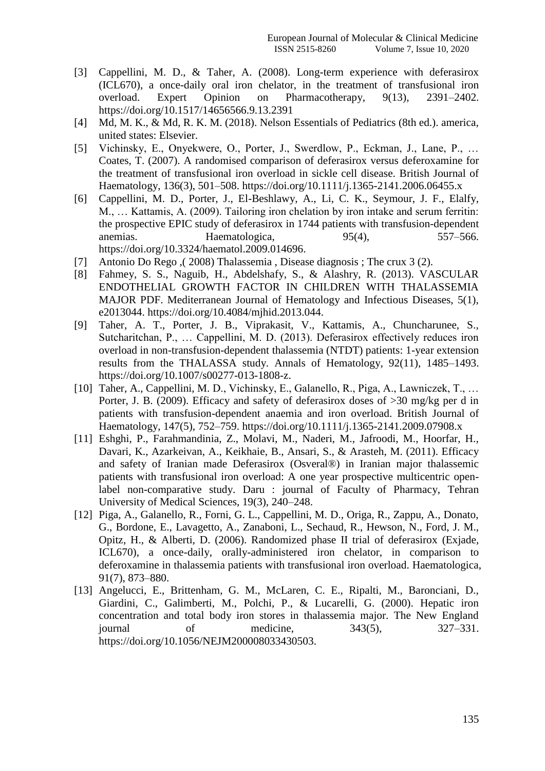[3] Cappellini, M. D., & Taher, A. (2008). Long-term experience with deferasirox (ICL670), a once-daily oral iron chelator, in the treatment of transfusional iron overload. Expert Opinion on Pharmacotherapy, 9(13), 2391–2402. https://doi.org/10.1517/14656566.9.13.2391

[4] Md, M. K., & Md, R. K. M. (2018). Nelson Essentials of Pediatrics (8th ed.). america, united states: Elsevier.

[5] Vichinsky, E., Onyekwere, O., Porter, J., Swerdlow, P., Eckman, J., Lane, P., … Coates, T. (2007). A randomised comparison of deferasirox versus deferoxamine for the treatment of transfusional iron overload in sickle cell disease. British Journal of Haematology, 136(3), 501–508. https://doi.org/10.1111/j.1365-2141.2006.06455.x

[6] Cappellini, M. D., Porter, J., El-Beshlawy, A., Li, C. K., Seymour, J. F., Elalfy, M., … Kattamis, A. (2009). Tailoring iron chelation by iron intake and serum ferritin: the prospective EPIC study of deferasirox in 1744 patients with transfusion-dependent anemias. Haematologica, 95(4), 557–566. https://doi.org/10.3324/haematol.2009.014696.

[7] Antonio Do Rego ,( 2008) Thalassemia , Disease diagnosis ; The crux 3 (2).

[8] Fahmey, S. S., Naguib, H., Abdelshafy, S., & Alashry, R. (2013). VASCULAR ENDOTHELIAL GROWTH FACTOR IN CHILDREN WITH THALASSEMIA MAJOR PDF. Mediterranean Journal of Hematology and Infectious Diseases, 5(1), e2013044. https://doi.org/10.4084/mjhid.2013.044.

[9] Taher, A. T., Porter, J. B., Viprakasit, V., Kattamis, A., Chuncharunee, S., Sutcharitchan, P., … Cappellini, M. D. (2013). Deferasirox effectively reduces iron overload in non-transfusion-dependent thalassemia (NTDT) patients: 1-year extension results from the THALASSA study. Annals of Hematology, 92(11), 1485–1493. https://doi.org/10.1007/s00277-013-1808-z.

[10] Taher, A., Cappellini, M. D., Vichinsky, E., Galanello, R., Piga, A., Lawniczek, T., … Porter, J. B. (2009). Efficacy and safety of deferasirox doses of >30 mg/kg per d in patients with transfusion-dependent anaemia and iron overload. British Journal of Haematology, 147(5), 752–759. https://doi.org/10.1111/j.1365-2141.2009.07908.x

[11] Eshghi, P., Farahmandinia, Z., Molavi, M., Naderi, M., Jafroodi, M., Hoorfar, H., Davari, K., Azarkeivan, A., Keikhaie, B., Ansari, S., & Arasteh, M. (2011). Efficacy and safety of Iranian made Deferasirox (Osveral®) in Iranian major thalassemic patients with transfusional iron overload: A one year prospective multicentric open-label non-comparative study. Daru : journal of Faculty of Pharmacy, Tehran University of Medical Sciences, 19(3), 240–248.

[12] Piga, A., Galanello, R., Forni, G. L., Cappellini, M. D., Origa, R., Zappu, A., Donato, G., Bordone, E., Lavagetto, A., Zanaboni, L., Sechaud, R., Hewson, N., Ford, J. M., Opitz, H., & Alberti, D. (2006). Randomized phase II trial of deferasirox (Exjade, ICL670), a once-daily, orally-administered iron chelator, in comparison to deferoxamine in thalassemia patients with transfusional iron overload. Haematologica, 91(7), 873–880.

[13] Angelucci, E., Brittenham, G. M., McLaren, C. E., Ripalti, M., Baronciani, D., Giardini, C., Galimberti, M., Polchi, P., & Lucarelli, G. (2000). Hepatic iron concentration and total body iron stores in thalassemia major. The New England journal of medicine, 343(5), 327–331. https://doi.org/10.1056/NEJM200008033430503.